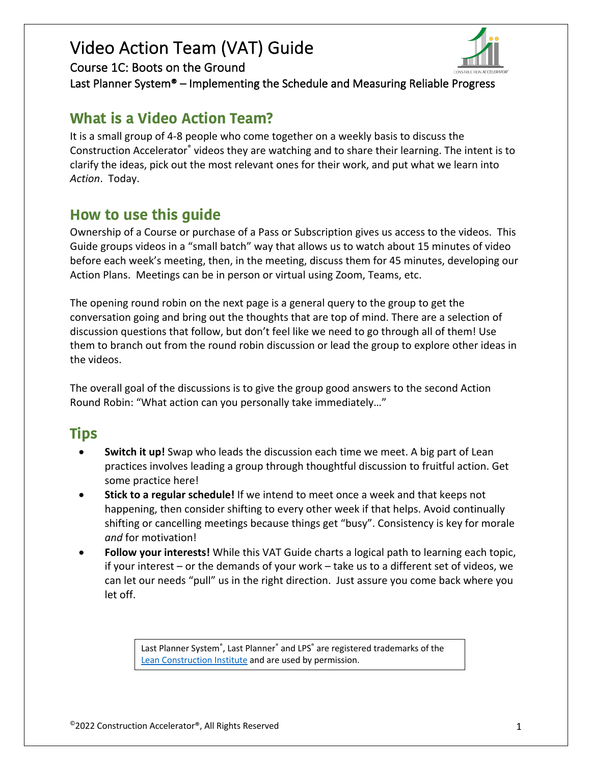# Video Action Team (VAT) Guide

Course 1C: Boots on the Ground

Last Planner System® – Implementing the Schedule and Measuring Reliable Progress

## What is a Video Action Team?

It is a small group of 4-8 people who come together on a weekly basis to discuss the Construction Accelerator® videos they are watching and to share their learning. The intent is to clarify the ideas, pick out the most relevant ones for their work, and put what we learn into *Action*. Today.

## How to use this guide

Ownership of a Course or purchase of a Pass or Subscription gives us access to the videos. This Guide groups videos in a "small batch" way that allows us to watch about 15 minutes of video before each week's meeting, then, in the meeting, discuss them for 45 minutes, developing our Action Plans. Meetings can be in person or virtual using Zoom, Teams, etc.

The opening round robin on the next page is a general query to the group to get the conversation going and bring out the thoughts that are top of mind. There are a selection of discussion questions that follow, but don't feel like we need to go through all of them! Use them to branch out from the round robin discussion or lead the group to explore other ideas in the videos.

The overall goal of the discussions is to give the group good answers to the second Action Round Robin: "What action can you personally take immediately…"

## Tips

- **Switch it up!** Swap who leads the discussion each time we meet. A big part of Lean practices involves leading a group through thoughtful discussion to fruitful action. Get some practice here!
- **Stick to a regular schedule!** If we intend to meet once a week and that keeps not happening, then consider shifting to every other week if that helps. Avoid continually shifting or cancelling meetings because things get "busy". Consistency is key for morale *and* for motivation!
- **Follow your interests!** While this VAT Guide charts a logical path to learning each topic, if your interest – or the demands of your work – take us to a different set of videos, we can let our needs "pull" us in the right direction. Just assure you come back where you let off.

Last Planner System®, Last Planner® and LPS® are registered trademarks of the [Lean Construction Institute](#) and are used by permission.

©2022 Construction Accelerator®, All Rights Reserved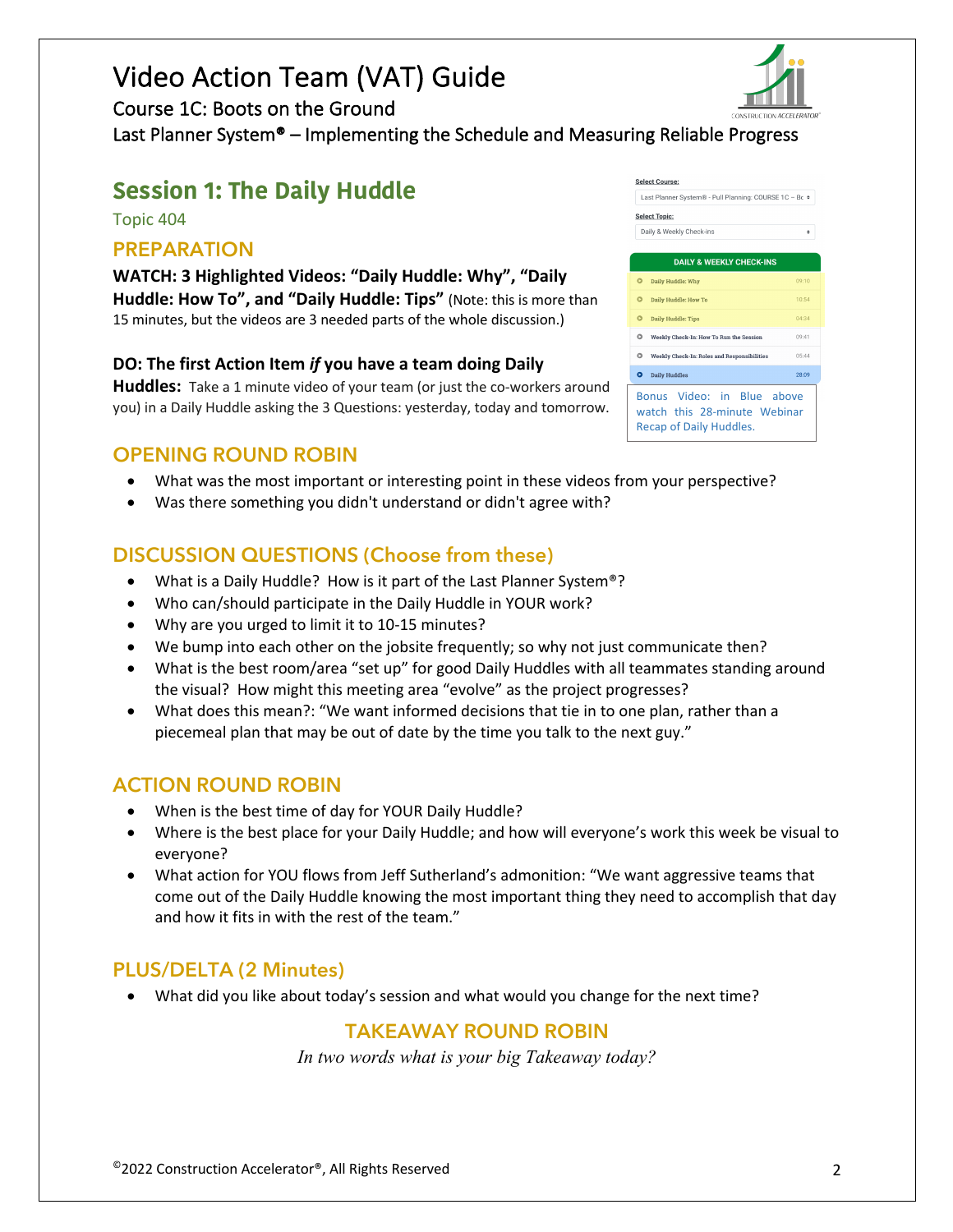# Video Action Team (VAT) Guide

Course 1C: Boots on the Ground

Last Planner System® – Implementing the Schedule and Measuring Reliable Progress

## Session 1: The Daily Huddle

Topic 404

### PREPARATION

**WATCH: 3 Highlighted Videos: "Daily Huddle: Why", "Daily Huddle: How To", and "Daily Huddle: Tips"** (Note: this is more than 15 minutes, but the videos are 3 needed parts of the whole discussion.)

**DO: The first Action Item *if* you have a team doing Daily Huddles:** Take a 1 minute video of your team (or just the co-workers around you) in a Daily Huddle asking the 3 Questions: yesterday, today and tomorrow.

Select Course:

Last Planner System® - Pull Planning: COURSE 1C – Bc

Select Topic:

Daily & Weekly Check-ins

| DAILY & WEEKLY CHECK-INS | |
|---|---|
| Daily Huddle: Why | 09:10 |
| Daily Huddle: How To | 10:54 |
| Daily Huddle: Tips | 04:34 |
| Weekly Check-In: How To Run the Session | 09:41 |
| Weekly Check-In: Roles and Responsibilities | 05:44 |
| Daily Huddles | 28:09 |

Bonus Video: in Blue above watch this 28-minute Webinar Recap of Daily Huddles.

### OPENING ROUND ROBIN

- What was the most important or interesting point in these videos from your perspective?
- Was there something you didn't understand or didn't agree with?

### DISCUSSION QUESTIONS (Choose from these)

- What is a Daily Huddle? How is it part of the Last Planner System®?
- Who can/should participate in the Daily Huddle in YOUR work?
- Why are you urged to limit it to 10-15 minutes?
- We bump into each other on the jobsite frequently; so why not just communicate then?
- What is the best room/area "set up" for good Daily Huddles with all teammates standing around the visual? How might this meeting area "evolve" as the project progresses?
- What does this mean?: "We want informed decisions that tie in to one plan, rather than a piecemeal plan that may be out of date by the time you talk to the next guy."

### ACTION ROUND ROBIN

- When is the best time of day for YOUR Daily Huddle?
- Where is the best place for your Daily Huddle; and how will everyone's work this week be visual to everyone?
- What action for YOU flows from Jeff Sutherland's admonition: "We want aggressive teams that come out of the Daily Huddle knowing the most important thing they need to accomplish that day and how it fits in with the rest of the team."

### PLUS/DELTA (2 Minutes)

- What did you like about today's session and what would you change for the next time?

### TAKEAWAY ROUND ROBIN

*In two words what is your big Takeaway today?*

©2022 Construction Accelerator®, All Rights Reserved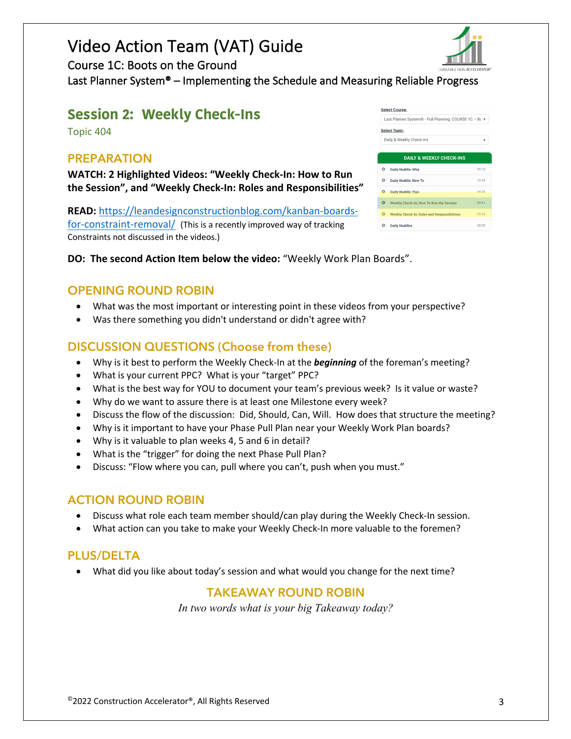# Video Action Team (VAT) Guide

Course 1C: Boots on the Ground

Last Planner System® – Implementing the Schedule and Measuring Reliable Progress

## Session 2: Weekly Check-Ins

Topic 404

### PREPARATION

**WATCH: 2 Highlighted Videos: "Weekly Check-In: How to Run the Session", and "Weekly Check-In: Roles and Responsibilities"**

**READ:** https://leandesignconstructionblog.com/kanban-boards-for-constraint-removal/ (This is a recently improved way of tracking Constraints not discussed in the videos.)

**DO: The second Action Item below the video:** "Weekly Work Plan Boards".

### OPENING ROUND ROBIN

- What was the most important or interesting point in these videos from your perspective?
- Was there something you didn't understand or didn't agree with?

### DISCUSSION QUESTIONS (Choose from these)

- Why is it best to perform the Weekly Check-In at the ***beginning*** of the foreman's meeting?
- What is your current PPC? What is your "target" PPC?
- What is the best way for YOU to document your team's previous week? Is it value or waste?
- Why do we want to assure there is at least one Milestone every week?
- Discuss the flow of the discussion: Did, Should, Can, Will. How does that structure the meeting?
- Why is it important to have your Phase Pull Plan near your Weekly Work Plan boards?
- Why is it valuable to plan weeks 4, 5 and 6 in detail?
- What is the "trigger" for doing the next Phase Pull Plan?
- Discuss: "Flow where you can, pull where you can't, push when you must."

### ACTION ROUND ROBIN

- Discuss what role each team member should/can play during the Weekly Check-In session.
- What action can you take to make your Weekly Check-In more valuable to the foremen?

### PLUS/DELTA

- What did you like about today's session and what would you change for the next time?

### TAKEAWAY ROUND ROBIN

*In two words what is your big Takeaway today?*

©2022 Construction Accelerator®, All Rights Reserved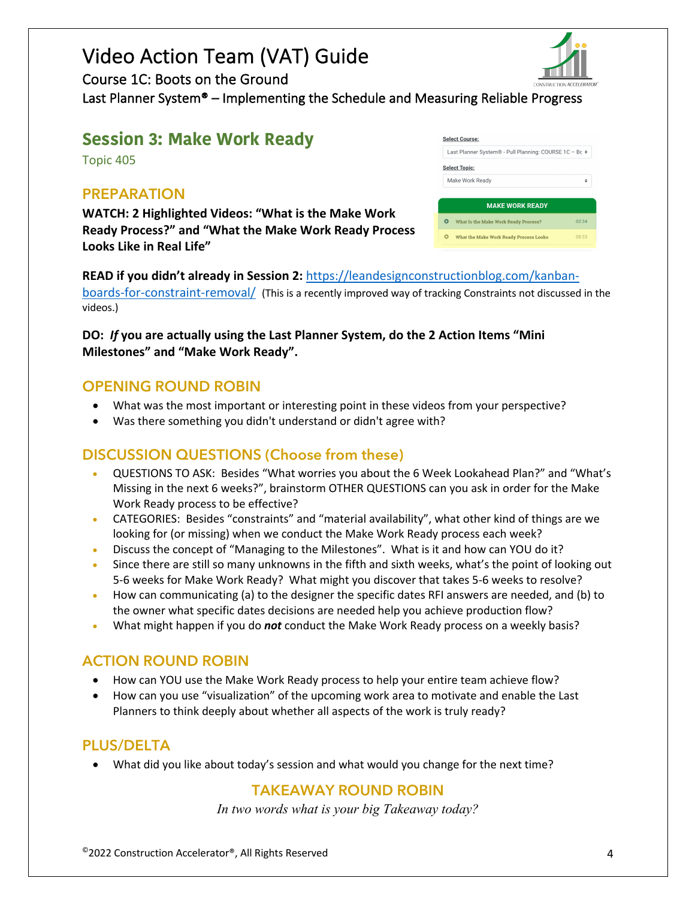# Video Action Team (VAT) Guide

Course 1C: Boots on the Ground

Last Planner System® – Implementing the Schedule and Measuring Reliable Progress

## Session 3: Make Work Ready

Topic 405

### PREPARATION

**WATCH: 2 Highlighted Videos: "What is the Make Work Ready Process?" and "What the Make Work Ready Process Looks Like in Real Life"**

**READ if you didn't already in Session 2:** https://leandesignconstructionblog.com/kanban-boards-for-constraint-removal/ (This is a recently improved way of tracking Constraints not discussed in the videos.)

**DO: *If* you are actually using the Last Planner System, do the 2 Action Items "Mini Milestones" and "Make Work Ready".**

### OPENING ROUND ROBIN

- What was the most important or interesting point in these videos from your perspective?
- Was there something you didn't understand or didn't agree with?

### DISCUSSION QUESTIONS (Choose from these)

- QUESTIONS TO ASK: Besides "What worries you about the 6 Week Lookahead Plan?" and "What's Missing in the next 6 weeks?", brainstorm OTHER QUESTIONS can you ask in order for the Make Work Ready process to be effective?
- CATEGORIES: Besides "constraints" and "material availability", what other kind of things are we looking for (or missing) when we conduct the Make Work Ready process each week?
- Discuss the concept of "Managing to the Milestones". What is it and how can YOU do it?
- Since there are still so many unknowns in the fifth and sixth weeks, what's the point of looking out 5-6 weeks for Make Work Ready? What might you discover that takes 5-6 weeks to resolve?
- How can communicating (a) to the designer the specific dates RFI answers are needed, and (b) to the owner what specific dates decisions are needed help you achieve production flow?
- What might happen if you do ***not*** conduct the Make Work Ready process on a weekly basis?

### ACTION ROUND ROBIN

- How can YOU use the Make Work Ready process to help your entire team achieve flow?
- How can you use "visualization" of the upcoming work area to motivate and enable the Last Planners to think deeply about whether all aspects of the work is truly ready?

### PLUS/DELTA

- What did you like about today's session and what would you change for the next time?

### TAKEAWAY ROUND ROBIN

*In two words what is your big Takeaway today?*

©2022 Construction Accelerator®, All Rights Reserved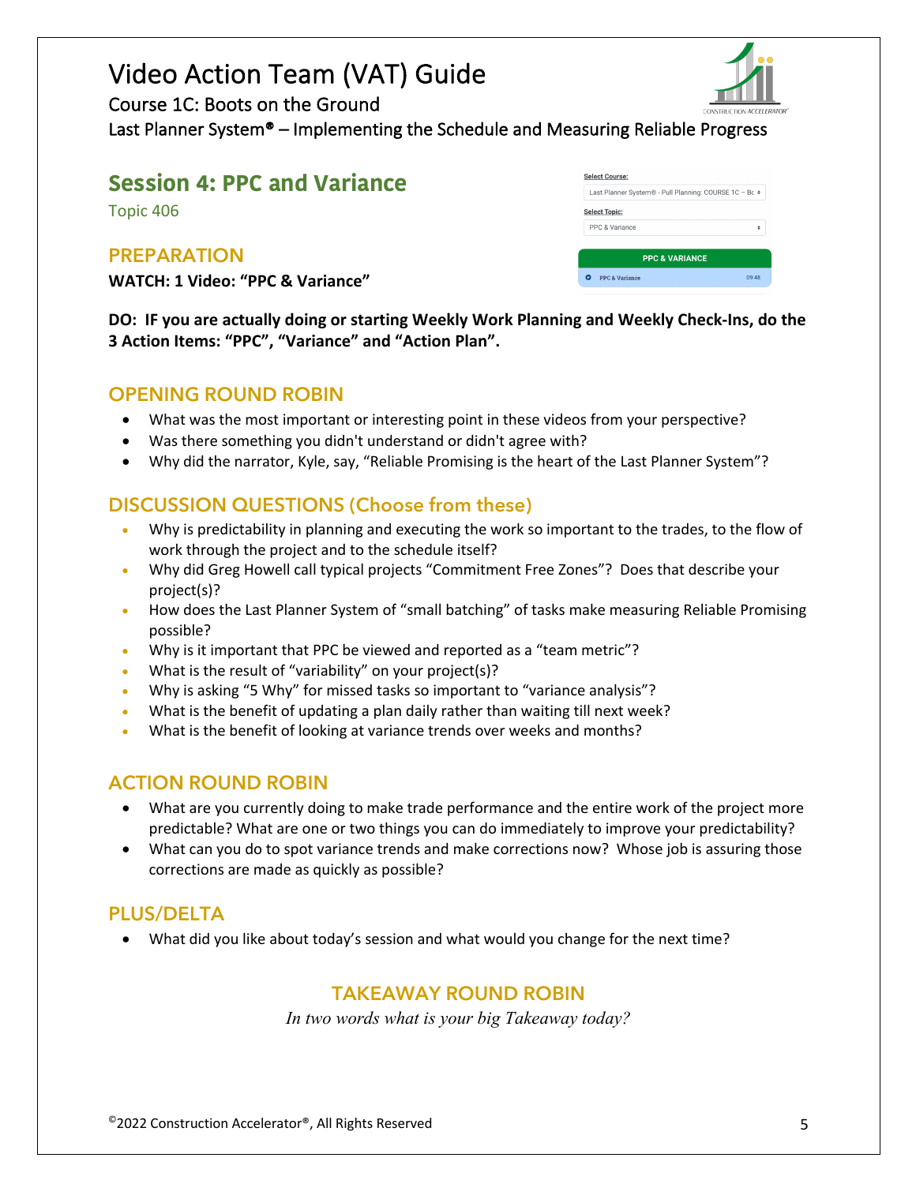# Video Action Team (VAT) Guide

Course 1C: Boots on the Ground

Last Planner System® – Implementing the Schedule and Measuring Reliable Progress

## Session 4: PPC and Variance

Topic 406

Select Course:
Last Planner System® - Pull Planning: COURSE 1C – Bo
Select Topic:
PPC & Variance
PPC & VARIANCE
PPC & Variance 09:48

### PREPARATION

**WATCH: 1 Video: "PPC & Variance"**

**DO: IF you are actually doing or starting Weekly Work Planning and Weekly Check-Ins, do the 3 Action Items: "PPC", "Variance" and "Action Plan".**

### OPENING ROUND ROBIN

- What was the most important or interesting point in these videos from your perspective?
- Was there something you didn't understand or didn't agree with?
- Why did the narrator, Kyle, say, "Reliable Promising is the heart of the Last Planner System"?

### DISCUSSION QUESTIONS (Choose from these)

- Why is predictability in planning and executing the work so important to the trades, to the flow of work through the project and to the schedule itself?
- Why did Greg Howell call typical projects "Commitment Free Zones"? Does that describe your project(s)?
- How does the Last Planner System of "small batching" of tasks make measuring Reliable Promising possible?
- Why is it important that PPC be viewed and reported as a "team metric"?
- What is the result of "variability" on your project(s)?
- Why is asking "5 Why" for missed tasks so important to "variance analysis"?
- What is the benefit of updating a plan daily rather than waiting till next week?
- What is the benefit of looking at variance trends over weeks and months?

### ACTION ROUND ROBIN

- What are you currently doing to make trade performance and the entire work of the project more predictable? What are one or two things you can do immediately to improve your predictability?
- What can you do to spot variance trends and make corrections now? Whose job is assuring those corrections are made as quickly as possible?

### PLUS/DELTA

- What did you like about today's session and what would you change for the next time?

### TAKEAWAY ROUND ROBIN

*In two words what is your big Takeaway today?*

©2022 Construction Accelerator®, All Rights Reserved